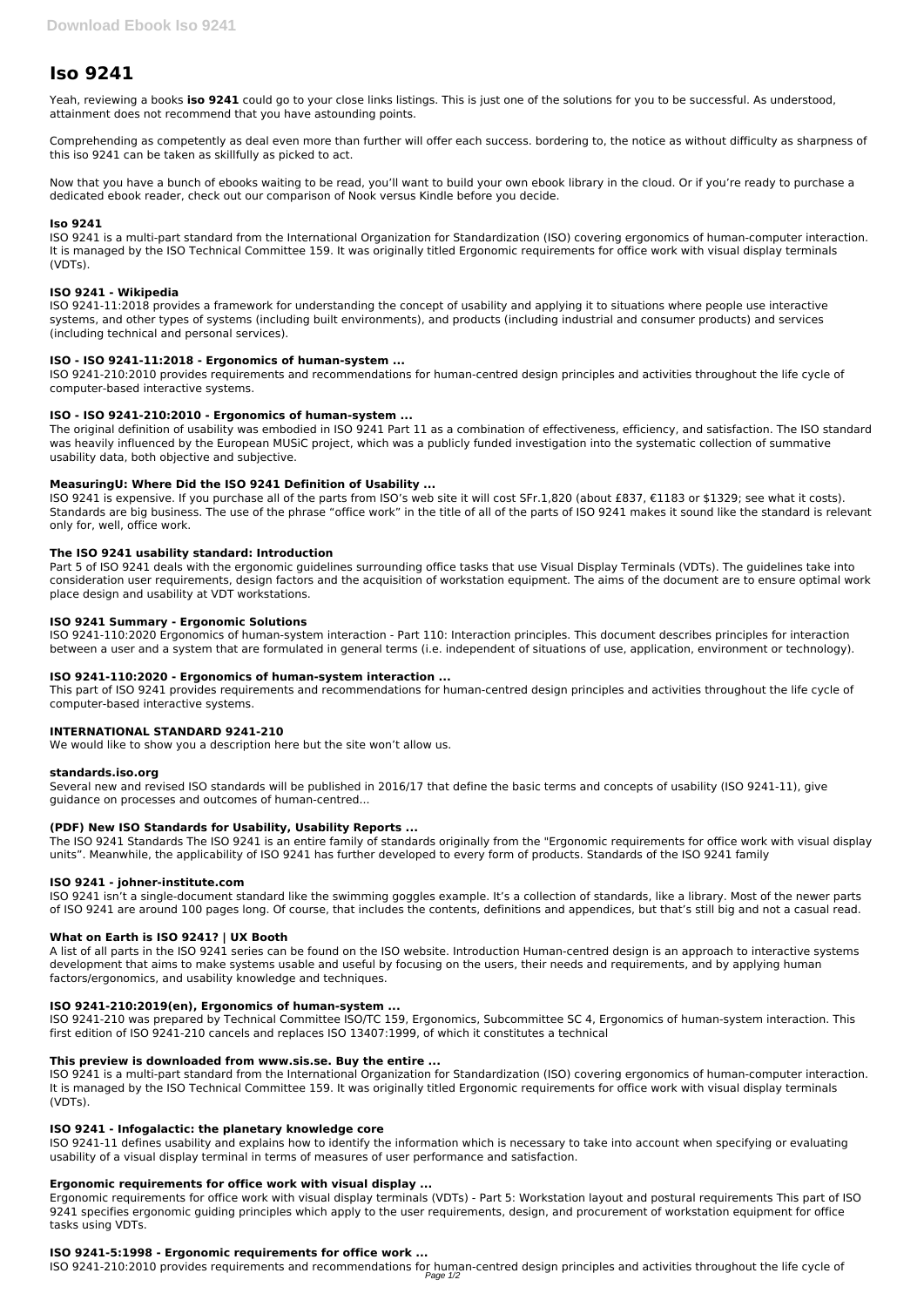# Iso 9241

Yeah, reviewing a books **iso 9241** could go to your close links listings. This is just one of the solutions for you to be successful. As understood, attainment does not recommend that you have astounding points.

Comprehending as competently as deal even more than further will offer each success. bordering to, the notice as without difficulty as sharpness of this iso 9241 can be taken as skillfully as picked to act.

Now that you have a bunch of ebooks waiting to be read, you'll want to build your own ebook library in the cloud. Or if you're ready to purchase a dedicated ebook reader, check out our comparison of Nook versus Kindle before you decide.

### Iso 9241

ISO 9241 is a multi-part standard from the International Organization for Standardization (ISO) covering ergonomics of human-computer interaction. It is managed by the ISO Technical Committee 159. It was originally titled Ergonomic requirements for office work with visual display terminals (VDTs).

### ISO 9241 - Wikipedia

ISO 9241-11:2018 provides a framework for understanding the concept of usability and applying it to situations where people use interactive systems, and other types of systems (including built environments), and products (including industrial and consumer products) and services (including technical and personal services).

### ISO - ISO 9241-11:2018 - Ergonomics of human-system ...

ISO 9241-210:2010 provides requirements and recommendations for human-centred design principles and activities throughout the life cycle of computer-based interactive systems.

### ISO - ISO 9241-210:2010 - Ergonomics of human-system ...

The original definition of usability was embodied in ISO 9241 Part 11 as a combination of effectiveness, efficiency, and satisfaction. The ISO standard was heavily influenced by the European MUSiC project, which was a publicly funded investigation into the systematic collection of summative usability data, both objective and subjective.

### MeasuringU: Where Did the ISO 9241 Definition of Usability ...

ISO 9241 is expensive. If you purchase all of the parts from ISO's web site it will cost SFr.1,820 (about £837, €1183 or $1329; see what it costs). Standards are big business. The use of the phrase "office work" in the title of all of the parts of ISO 9241 makes it sound like the standard is relevant only for, well, office work.

### The ISO 9241 usability standard: Introduction

Part 5 of ISO 9241 deals with the ergonomic guidelines surrounding office tasks that use Visual Display Terminals (VDTs). The guidelines take into consideration user requirements, design factors and the acquisition of workstation equipment. The aims of the document are to ensure optimal work place design and usability at VDT workstations.

### ISO 9241 Summary - Ergonomic Solutions

ISO 9241-110:2020 Ergonomics of human-system interaction - Part 110: Interaction principles. This document describes principles for interaction between a user and a system that are formulated in general terms (i.e. independent of situations of use, application, environment or technology).

### ISO 9241-110:2020 - Ergonomics of human-system interaction ...

This part of ISO 9241 provides requirements and recommendations for human-centred design principles and activities throughout the life cycle of computer-based interactive systems.

### INTERNATIONAL STANDARD 9241-210

We would like to show you a description here but the site won't allow us.

### standards.iso.org

Several new and revised ISO standards will be published in 2016/17 that define the basic terms and concepts of usability (ISO 9241-11), give guidance on processes and outcomes of human-centred...

### (PDF) New ISO Standards for Usability, Usability Reports ...

The ISO 9241 Standards The ISO 9241 is an entire family of standards originally from the "Ergonomic requirements for office work with visual display units". Meanwhile, the applicability of ISO 9241 has further developed to every form of products. Standards of the ISO 9241 family

### ISO 9241 - johner-institute.com

ISO 9241 isn't a single-document standard like the swimming goggles example. It's a collection of standards, like a library. Most of the newer parts of ISO 9241 are around 100 pages long. Of course, that includes the contents, definitions and appendices, but that's still big and not a casual read.

### What on Earth is ISO 9241? | UX Booth

A list of all parts in the ISO 9241 series can be found on the ISO website. Introduction Human-centred design is an approach to interactive systems development that aims to make systems usable and useful by focusing on the users, their needs and requirements, and by applying human factors/ergonomics, and usability knowledge and techniques.

### ISO 9241-210:2019(en), Ergonomics of human-system ...

ISO 9241-210 was prepared by Technical Committee ISO/TC 159, Ergonomics, Subcommittee SC 4, Ergonomics of human-system interaction. This first edition of ISO 9241-210 cancels and replaces ISO 13407:1999, of which it constitutes a technical

### This preview is downloaded from www.sis.se. Buy the entire ...

ISO 9241 is a multi-part standard from the International Organization for Standardization (ISO) covering ergonomics of human-computer interaction. It is managed by the ISO Technical Committee 159. It was originally titled Ergonomic requirements for office work with visual display terminals (VDTs).

### ISO 9241 - Infogalactic: the planetary knowledge core

ISO 9241-11 defines usability and explains how to identify the information which is necessary to take into account when specifying or evaluating usability of a visual display terminal in terms of measures of user performance and satisfaction.

### Ergonomic requirements for office work with visual display ...

Ergonomic requirements for office work with visual display terminals (VDTs) - Part 5: Workstation layout and postural requirements This part of ISO 9241 specifies ergonomic guiding principles which apply to the user requirements, design, and procurement of workstation equipment for office tasks using VDTs.

### ISO 9241-5:1998 - Ergonomic requirements for office work ...

ISO 9241-210:2010 provides requirements and recommendations for human-centred design principles and activities throughout the life cycle of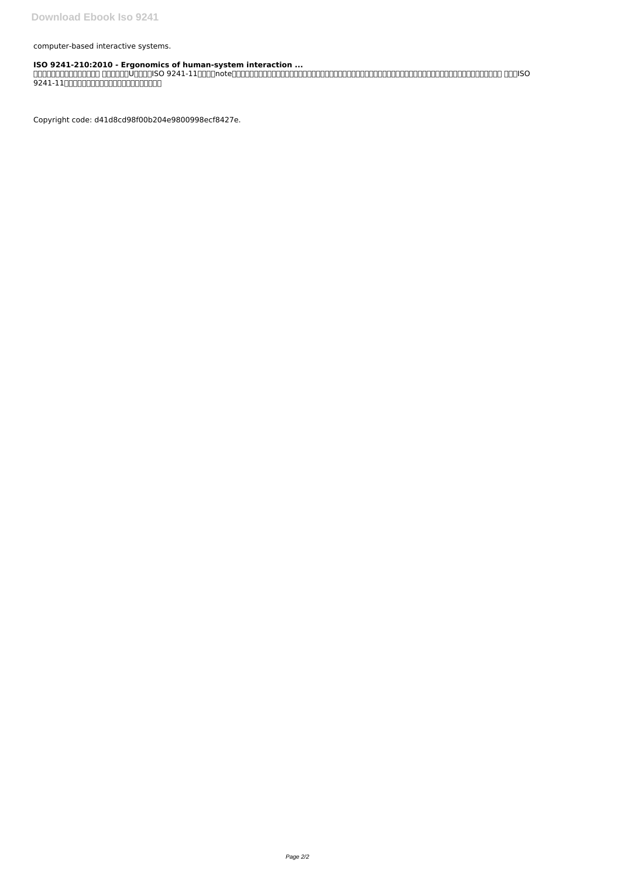computer-based interactive systems.

**ISO 9241-210:2010 - Ergonomics of human-system interaction ...**
□□□□□□□□□□□□□□□ □□□□□□U□□□□ISO 9241-11□□□□note□□□□□□□□□□□□□□□□□□□□□□□□□□□□□□□□□□□□□□□□□□□□□□□□□□□□□□□□□□□□□ □□□ISO 9241-11□□□□□□□□□□□□□□□□□□□□□□□

Copyright code: d41d8cd98f00b204e9800998ecf8427e.